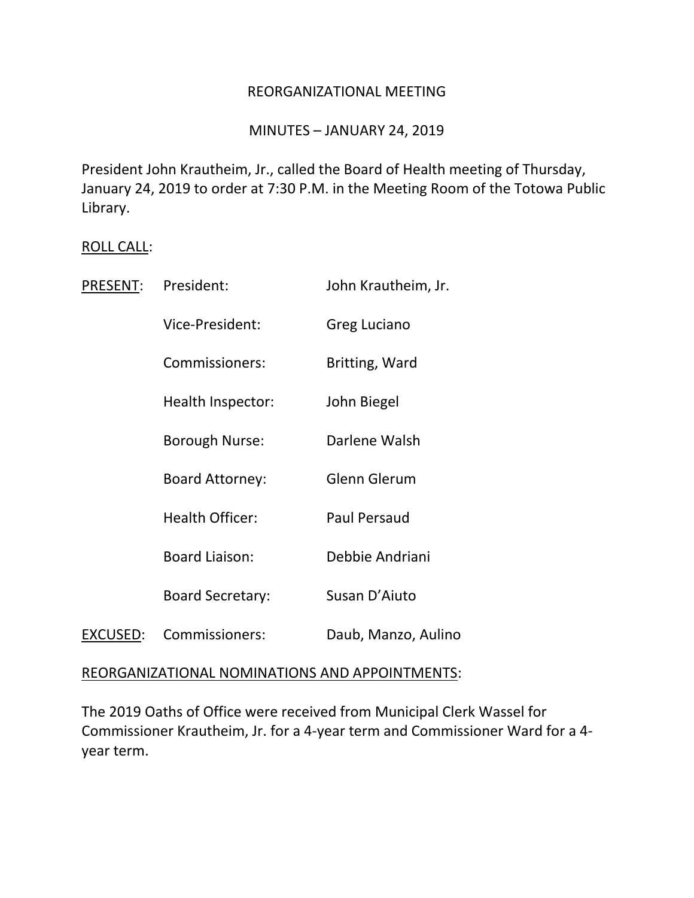# REORGANIZATIONAL MEETING

## MINUTES – JANUARY 24, 2019

President John Krautheim, Jr., called the Board of Health meeting of Thursday, January 24, 2019 to order at 7:30 P.M. in the Meeting Room of the Totowa Public Library.

<u>ROLL CALL</u>:

| | | |
|---|---|---|
| <u>PRESENT</u>: | President: | John Krautheim, Jr. |
| | Vice-President: | Greg Luciano |
| | Commissioners: | Britting, Ward |
| | Health Inspector: | John Biegel |
| | Borough Nurse: | Darlene Walsh |
| | Board Attorney: | Glenn Glerum |
| | Health Officer: | Paul Persaud |
| | Board Liaison: | Debbie Andriani |
| | Board Secretary: | Susan D'Aiuto |
| <u>EXCUSED</u>: | Commissioners: | Daub, Manzo, Aulino |

<u>REORGANIZATIONAL NOMINATIONS AND APPOINTMENTS</u>:

The 2019 Oaths of Office were received from Municipal Clerk Wassel for Commissioner Krautheim, Jr. for a 4-year term and Commissioner Ward for a 4-year term.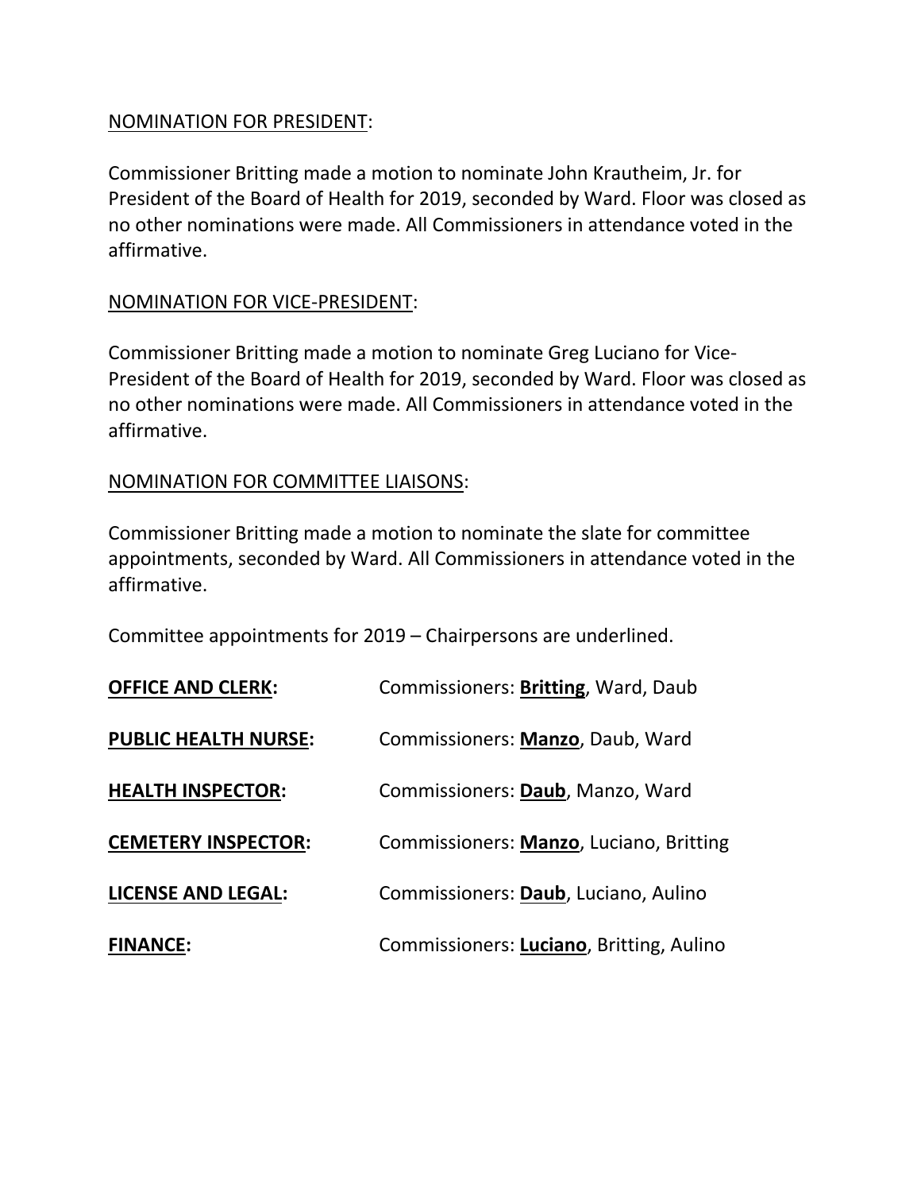NOMINATION FOR PRESIDENT:

Commissioner Britting made a motion to nominate John Krautheim, Jr. for President of the Board of Health for 2019, seconded by Ward. Floor was closed as no other nominations were made. All Commissioners in attendance voted in the affirmative.

NOMINATION FOR VICE-PRESIDENT:

Commissioner Britting made a motion to nominate Greg Luciano for Vice-President of the Board of Health for 2019, seconded by Ward. Floor was closed as no other nominations were made. All Commissioners in attendance voted in the affirmative.

NOMINATION FOR COMMITTEE LIAISONS:

Commissioner Britting made a motion to nominate the slate for committee appointments, seconded by Ward. All Commissioners in attendance voted in the affirmative.

Committee appointments for 2019 – Chairpersons are underlined.

| | |
|---|---|
| **OFFICE AND CLERK:** | Commissioners: **Britting**, Ward, Daub |
| **PUBLIC HEALTH NURSE:** | Commissioners: **Manzo**, Daub, Ward |
| **HEALTH INSPECTOR:** | Commissioners: **Daub**, Manzo, Ward |
| **CEMETERY INSPECTOR:** | Commissioners: **Manzo**, Luciano, Britting |
| **LICENSE AND LEGAL:** | Commissioners: **Daub**, Luciano, Aulino |
| **FINANCE:** | Commissioners: **Luciano**, Britting, Aulino |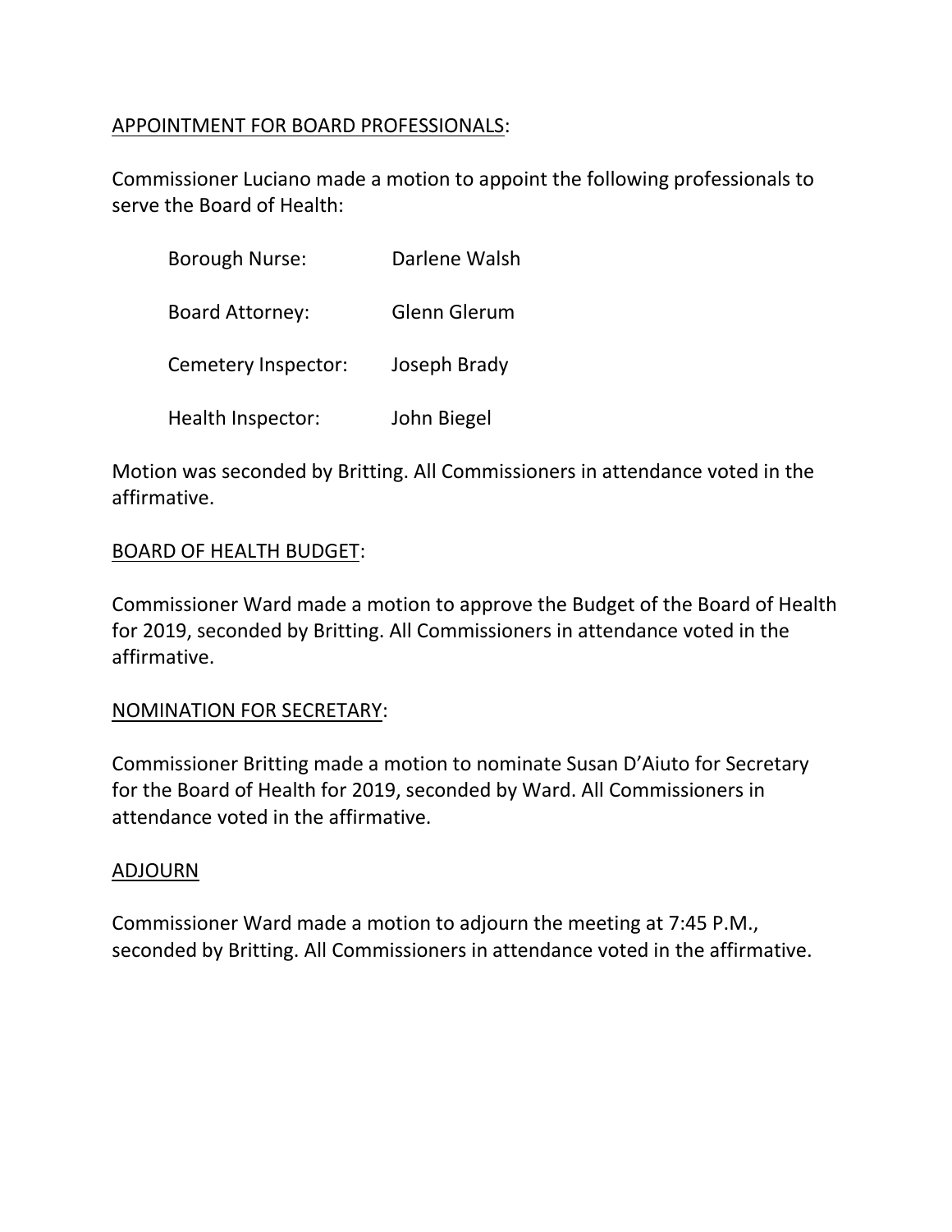<u>APPOINTMENT FOR BOARD PROFESSIONALS</u>:

Commissioner Luciano made a motion to appoint the following professionals to serve the Board of Health:

| | |
|---|---|
| Borough Nurse: | Darlene Walsh |
| Board Attorney: | Glenn Glerum |
| Cemetery Inspector: | Joseph Brady |
| Health Inspector: | John Biegel |

Motion was seconded by Britting. All Commissioners in attendance voted in the affirmative.

<u>BOARD OF HEALTH BUDGET</u>:

Commissioner Ward made a motion to approve the Budget of the Board of Health for 2019, seconded by Britting. All Commissioners in attendance voted in the affirmative.

<u>NOMINATION FOR SECRETARY</u>:

Commissioner Britting made a motion to nominate Susan D'Aiuto for Secretary for the Board of Health for 2019, seconded by Ward. All Commissioners in attendance voted in the affirmative.

<u>ADJOURN</u>

Commissioner Ward made a motion to adjourn the meeting at 7:45 P.M., seconded by Britting. All Commissioners in attendance voted in the affirmative.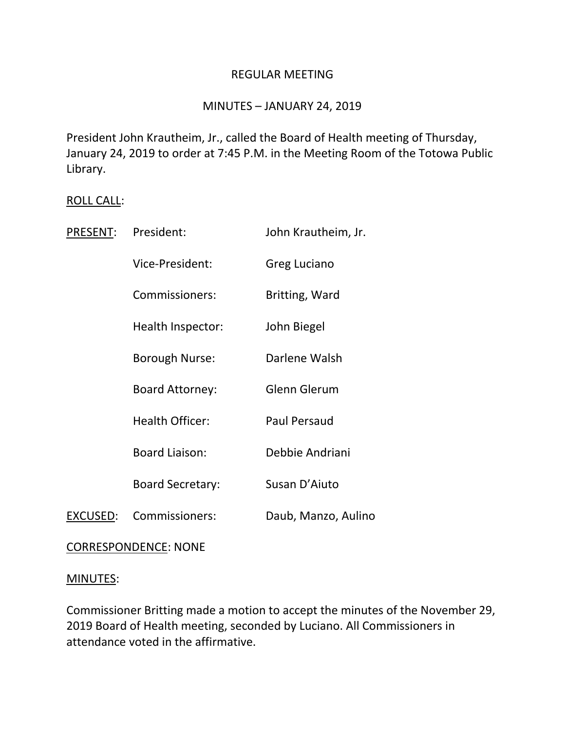REGULAR MEETING

MINUTES – JANUARY 24, 2019

President John Krautheim, Jr., called the Board of Health meeting of Thursday, January 24, 2019 to order at 7:45 P.M. in the Meeting Room of the Totowa Public Library.

ROLL CALL:

| | | |
|---|---|---|
| PRESENT: | President: | John Krautheim, Jr. |
| | Vice-President: | Greg Luciano |
| | Commissioners: | Britting, Ward |
| | Health Inspector: | John Biegel |
| | Borough Nurse: | Darlene Walsh |
| | Board Attorney: | Glenn Glerum |
| | Health Officer: | Paul Persaud |
| | Board Liaison: | Debbie Andriani |
| | Board Secretary: | Susan D'Aiuto |
| EXCUSED: | Commissioners: | Daub, Manzo, Aulino |

CORRESPONDENCE: NONE

MINUTES:

Commissioner Britting made a motion to accept the minutes of the November 29, 2019 Board of Health meeting, seconded by Luciano. All Commissioners in attendance voted in the affirmative.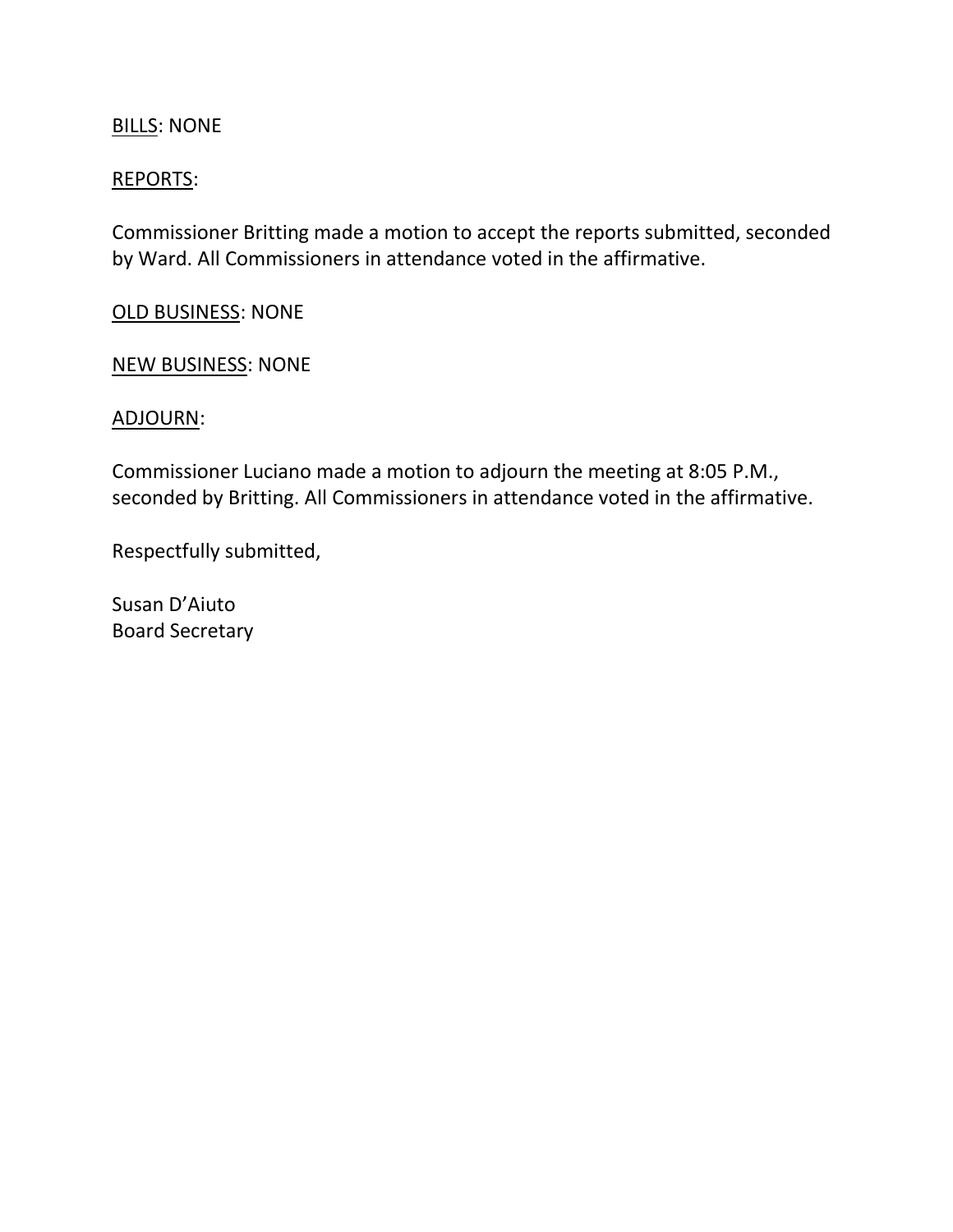BILLS: NONE

REPORTS:

Commissioner Britting made a motion to accept the reports submitted, seconded by Ward. All Commissioners in attendance voted in the affirmative.

OLD BUSINESS: NONE

NEW BUSINESS: NONE

ADJOURN:

Commissioner Luciano made a motion to adjourn the meeting at 8:05 P.M., seconded by Britting. All Commissioners in attendance voted in the affirmative.

Respectfully submitted,

Susan D'Aiuto
Board Secretary